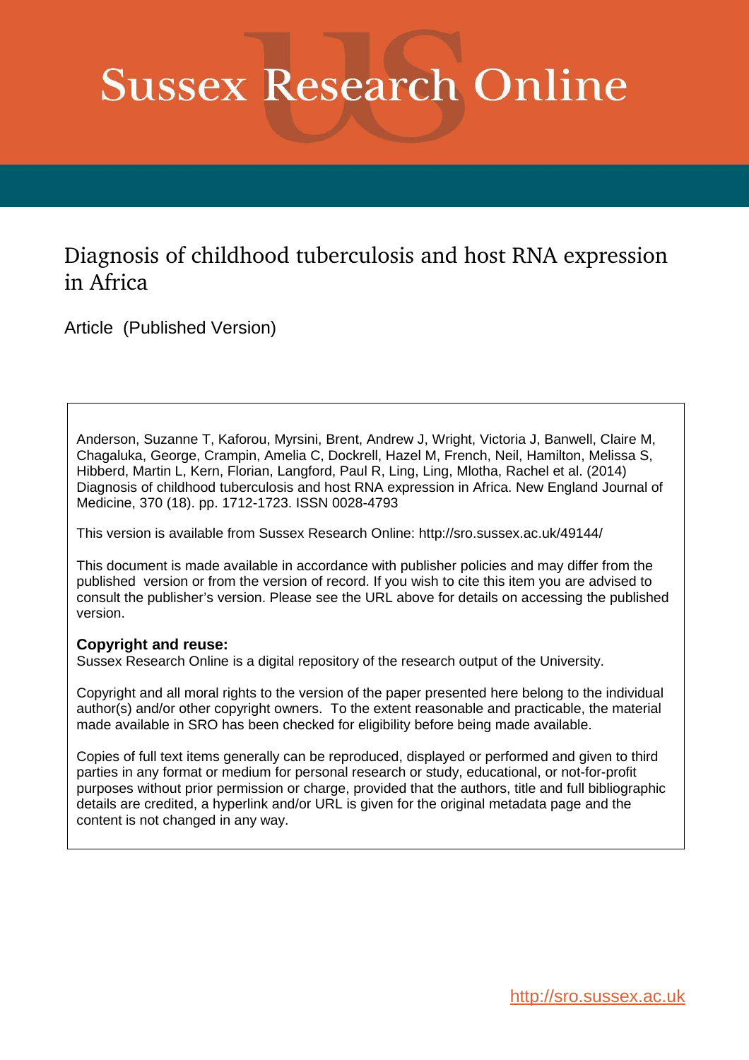# Sussex Research Online

## Diagnosis of childhood tuberculosis and host RNA expression in Africa

Article (Published Version)

Anderson, Suzanne T, Kaforou, Myrsini, Brent, Andrew J, Wright, Victoria J, Banwell, Claire M, Chagaluka, George, Crampin, Amelia C, Dockrell, Hazel M, French, Neil, Hamilton, Melissa S, Hibberd, Martin L, Kern, Florian, Langford, Paul R, Ling, Ling, Mlotha, Rachel et al. (2014) Diagnosis of childhood tuberculosis and host RNA expression in Africa. New England Journal of Medicine, 370 (18). pp. 1712-1723. ISSN 0028-4793

This version is available from Sussex Research Online: http://sro.sussex.ac.uk/49144/

This document is made available in accordance with publisher policies and may differ from the published version or from the version of record. If you wish to cite this item you are advised to consult the publisher's version. Please see the URL above for details on accessing the published version.

**Copyright and reuse:**
Sussex Research Online is a digital repository of the research output of the University.

Copyright and all moral rights to the version of the paper presented here belong to the individual author(s) and/or other copyright owners. To the extent reasonable and practicable, the material made available in SRO has been checked for eligibility before being made available.

Copies of full text items generally can be reproduced, displayed or performed and given to third parties in any format or medium for personal research or study, educational, or not-for-profit purposes without prior permission or charge, provided that the authors, title and full bibliographic details are credited, a hyperlink and/or URL is given for the original metadata page and the content is not changed in any way.

http://sro.sussex.ac.uk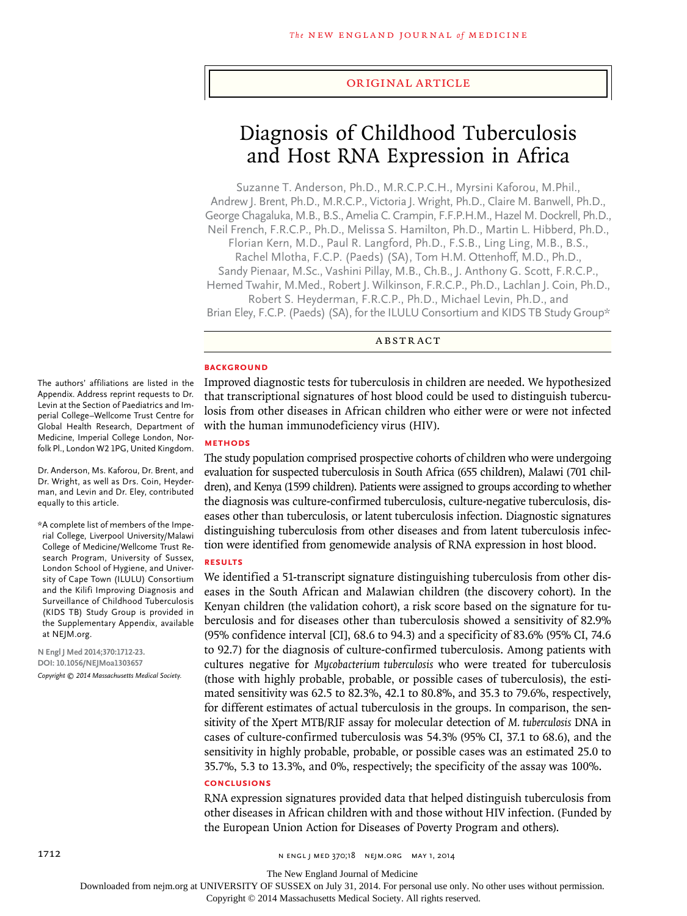ORIGINAL ARTICLE

# Diagnosis of Childhood Tuberculosis and Host RNA Expression in Africa

Suzanne T. Anderson, Ph.D., M.R.C.P.C.H., Myrsini Kaforou, M.Phil., Andrew J. Brent, Ph.D., M.R.C.P., Victoria J. Wright, Ph.D., Claire M. Banwell, Ph.D., George Chagaluka, M.B., B.S., Amelia C. Crampin, F.F.P.H.M., Hazel M. Dockrell, Ph.D., Neil French, F.R.C.P., Ph.D., Melissa S. Hamilton, Ph.D., Martin L. Hibberd, Ph.D., Florian Kern, M.D., Paul R. Langford, Ph.D., F.S.B., Ling Ling, M.B., B.S., Rachel Mlotha, F.C.P. (Paeds) (SA), Tom H.M. Ottenhoff, M.D., Ph.D., Sandy Pienaar, M.Sc., Vashini Pillay, M.B., Ch.B., J. Anthony G. Scott, F.R.C.P., Hemed Twahir, M.Med., Robert J. Wilkinson, F.R.C.P., Ph.D., Lachlan J. Coin, Ph.D., Robert S. Heyderman, F.R.C.P., Ph.D., Michael Levin, Ph.D., and Brian Eley, F.C.P. (Paeds) (SA), for the ILULU Consortium and KIDS TB Study Group*

## ABSTRACT

### BACKGROUND

Improved diagnostic tests for tuberculosis in children are needed. We hypothesized that transcriptional signatures of host blood could be used to distinguish tuberculosis from other diseases in African children who either were or were not infected with the human immunodeficiency virus (HIV).

### METHODS

The study population comprised prospective cohorts of children who were undergoing evaluation for suspected tuberculosis in South Africa (655 children), Malawi (701 children), and Kenya (1599 children). Patients were assigned to groups according to whether the diagnosis was culture-confirmed tuberculosis, culture-negative tuberculosis, diseases other than tuberculosis, or latent tuberculosis infection. Diagnostic signatures distinguishing tuberculosis from other diseases and from latent tuberculosis infection were identified from genomewide analysis of RNA expression in host blood.

### RESULTS

We identified a 51-transcript signature distinguishing tuberculosis from other diseases in the South African and Malawian children (the discovery cohort). In the Kenyan children (the validation cohort), a risk score based on the signature for tuberculosis and for diseases other than tuberculosis showed a sensitivity of 82.9% (95% confidence interval [CI], 68.6 to 94.3) and a specificity of 83.6% (95% CI, 74.6 to 92.7) for the diagnosis of culture-confirmed tuberculosis. Among patients with cultures negative for *Mycobacterium tuberculosis* who were treated for tuberculosis (those with highly probable, probable, or possible cases of tuberculosis), the estimated sensitivity was 62.5 to 82.3%, 42.1 to 80.8%, and 35.3 to 79.6%, respectively, for different estimates of actual tuberculosis in the groups. In comparison, the sensitivity of the Xpert MTB/RIF assay for molecular detection of *M. tuberculosis* DNA in cases of culture-confirmed tuberculosis was 54.3% (95% CI, 37.1 to 68.6), and the sensitivity in highly probable, probable, or possible cases was an estimated 25.0 to 35.7%, 5.3 to 13.3%, and 0%, respectively; the specificity of the assay was 100%.

### CONCLUSIONS

RNA expression signatures provided data that helped distinguish tuberculosis from other diseases in African children with and those without HIV infection. (Funded by the European Union Action for Diseases of Poverty Program and others).

The authors' affiliations are listed in the Appendix. Address reprint requests to Dr. Levin at the Section of Paediatrics and Imperial College–Wellcome Trust Centre for Global Health Research, Department of Medicine, Imperial College London, Norfolk Pl., London W2 1PG, United Kingdom.

Dr. Anderson, Ms. Kaforou, Dr. Brent, and Dr. Wright, as well as Drs. Coin, Heyderman, and Levin and Dr. Eley, contributed equally to this article.

*A complete list of members of the Imperial College, Liverpool University/Malawi College of Medicine/Wellcome Trust Research Program, University of Sussex, London School of Hygiene, and University of Cape Town (ILULU) Consortium and the Kilifi Improving Diagnosis and Surveillance of Childhood Tuberculosis (KIDS TB) Study Group is provided in the Supplementary Appendix, available at NEJM.org.

N Engl J Med 2014;370:1712-23.
DOI: 10.1056/NEJMoa1303657
Copyright © 2014 Massachusetts Medical Society.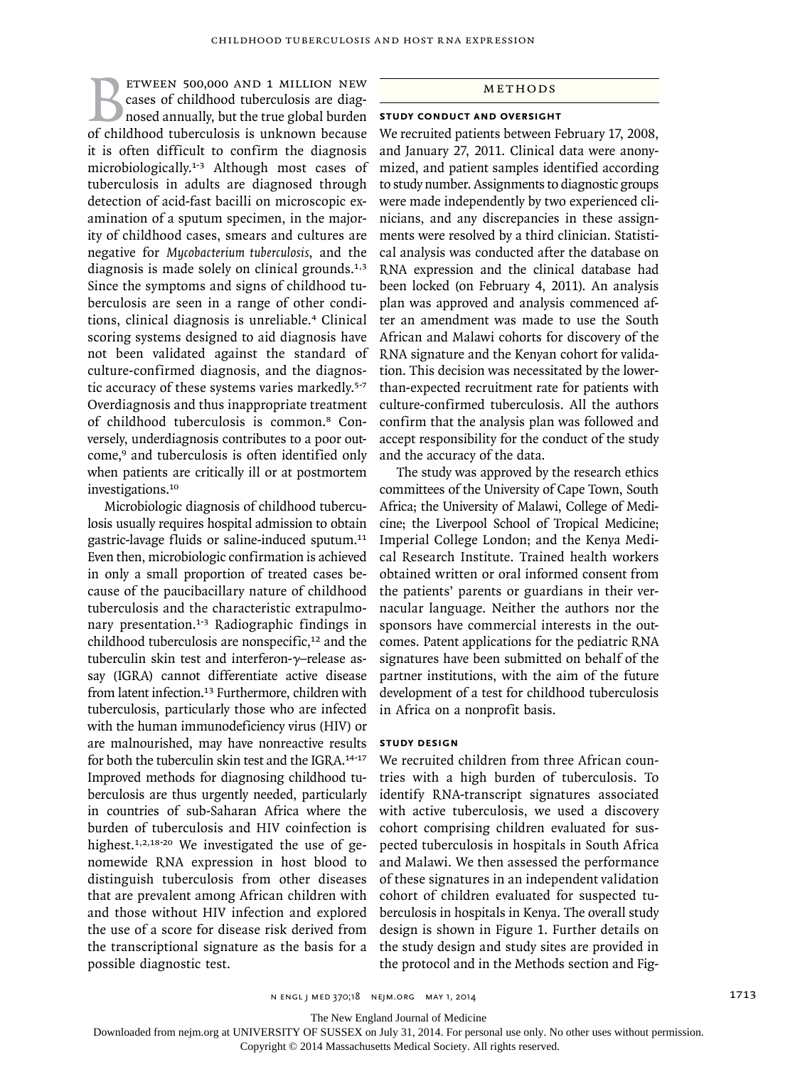Between 500,000 and 1 million new cases of childhood tuberculosis are diagnosed annually, but the true global burden of childhood tuberculosis is unknown because it is often difficult to confirm the diagnosis microbiologically.[1-3] Although most cases of tuberculosis in adults are diagnosed through detection of acid-fast bacilli on microscopic examination of a sputum specimen, in the majority of childhood cases, smears and cultures are negative for *Mycobacterium tuberculosis*, and the diagnosis is made solely on clinical grounds.[1,3] Since the symptoms and signs of childhood tuberculosis are seen in a range of other conditions, clinical diagnosis is unreliable.[4] Clinical scoring systems designed to aid diagnosis have not been validated against the standard of culture-confirmed diagnosis, and the diagnostic accuracy of these systems varies markedly.[5-7] Overdiagnosis and thus inappropriate treatment of childhood tuberculosis is common.[8] Conversely, underdiagnosis contributes to a poor outcome,[9] and tuberculosis is often identified only when patients are critically ill or at postmortem investigations.[10]

Microbiologic diagnosis of childhood tuberculosis usually requires hospital admission to obtain gastric-lavage fluids or saline-induced sputum.[11] Even then, microbiologic confirmation is achieved in only a small proportion of treated cases because of the paucibacillary nature of childhood tuberculosis and the characteristic extrapulmonary presentation.[1-3] Radiographic findings in childhood tuberculosis are nonspecific,[12] and the tuberculin skin test and interferon-γ–release assay (IGRA) cannot differentiate active disease from latent infection.[13] Furthermore, children with tuberculosis, particularly those who are infected with the human immunodeficiency virus (HIV) or are malnourished, may have nonreactive results for both the tuberculin skin test and the IGRA.[14-17] Improved methods for diagnosing childhood tuberculosis are thus urgently needed, particularly in countries of sub-Saharan Africa where the burden of tuberculosis and HIV coinfection is highest.[1,2,18-20] We investigated the use of genomewide RNA expression in host blood to distinguish tuberculosis from other diseases that are prevalent among African children with and those without HIV infection and explored the use of a score for disease risk derived from the transcriptional signature as the basis for a possible diagnostic test.

## Methods

### Study Conduct and Oversight

We recruited patients between February 17, 2008, and January 27, 2011. Clinical data were anonymized, and patient samples identified according to study number. Assignments to diagnostic groups were made independently by two experienced clinicians, and any discrepancies in these assignments were resolved by a third clinician. Statistical analysis was conducted after the database on RNA expression and the clinical database had been locked (on February 4, 2011). An analysis plan was approved and analysis commenced after an amendment was made to use the South African and Malawi cohorts for discovery of the RNA signature and the Kenyan cohort for validation. This decision was necessitated by the lower-than-expected recruitment rate for patients with culture-confirmed tuberculosis. All the authors confirm that the analysis plan was followed and accept responsibility for the conduct of the study and the accuracy of the data.

The study was approved by the research ethics committees of the University of Cape Town, South Africa; the University of Malawi, College of Medicine; the Liverpool School of Tropical Medicine; Imperial College London; and the Kenya Medical Research Institute. Trained health workers obtained written or oral informed consent from the patients' parents or guardians in their vernacular language. Neither the authors nor the sponsors have commercial interests in the outcomes. Patent applications for the pediatric RNA signatures have been submitted on behalf of the partner institutions, with the aim of the future development of a test for childhood tuberculosis in Africa on a nonprofit basis.

### Study Design

We recruited children from three African countries with a high burden of tuberculosis. To identify RNA-transcript signatures associated with active tuberculosis, we used a discovery cohort comprising children evaluated for suspected tuberculosis in hospitals in South Africa and Malawi. We then assessed the performance of these signatures in an independent validation cohort of children evaluated for suspected tuberculosis in hospitals in Kenya. The overall study design is shown in Figure 1. Further details on the study design and study sites are provided in the protocol and in the Methods section and Fig-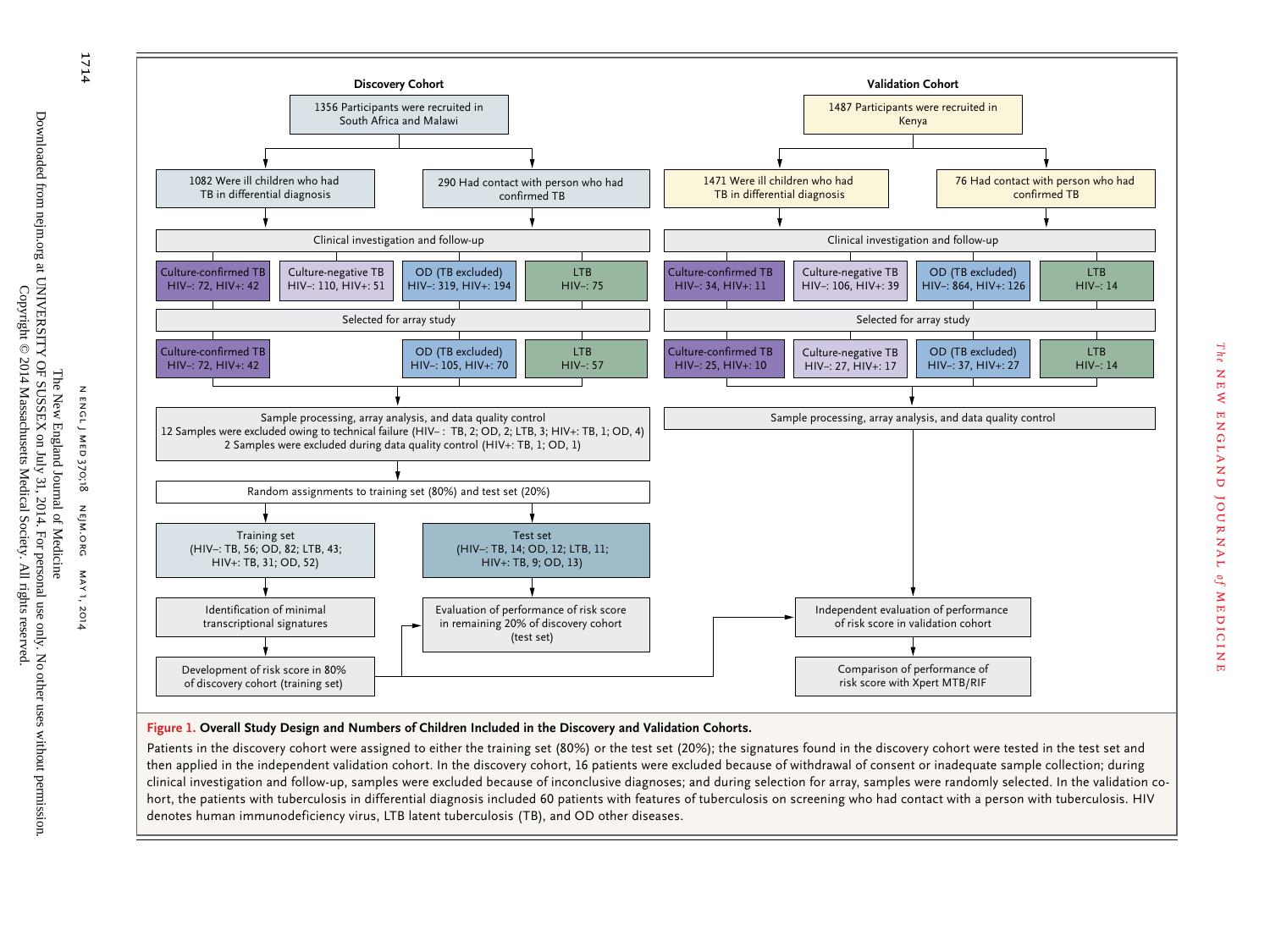**Discovery Cohort**

1356 Participants were recruited in South Africa and Malawi

- 1082 Were ill children who had TB in differential diagnosis
- 290 Had contact with person who had confirmed TB

Clinical investigation and follow-up

- Culture-confirmed TB: HIV−: 72, HIV+: 42
- Culture-negative TB: HIV−: 110, HIV+: 51
- OD (TB excluded): HIV−: 319, HIV+: 194
- LTB: HIV−: 75

Selected for array study

- Culture-confirmed TB: HIV−: 72, HIV+: 42
- OD (TB excluded): HIV−: 105, HIV+: 70
- LTB: HIV−: 57

Sample processing, array analysis, and data quality control
12 Samples were excluded owing to technical failure (HIV− : TB, 2; OD, 2; LTB, 3; HIV+: TB, 1; OD, 4)
2 Samples were excluded during data quality control (HIV+: TB, 1; OD, 1)

Random assignments to training set (80%) and test set (20%)

- Training set (HIV−: TB, 56; OD, 82; LTB, 43; HIV+: TB, 31; OD, 52)
  - Identification of minimal transcriptional signatures
  - Development of risk score in 80% of discovery cohort (training set)
- Test set (HIV−: TB, 14; OD, 12; LTB, 11; HIV+: TB, 9; OD, 13)
  - Evaluation of performance of risk score in remaining 20% of discovery cohort (test set)

**Validation Cohort**

1487 Participants were recruited in Kenya

- 1471 Were ill children who had TB in differential diagnosis
- 76 Had contact with person who had confirmed TB

Clinical investigation and follow-up

- Culture-confirmed TB: HIV−: 34, HIV+: 11
- Culture-negative TB: HIV−: 106, HIV+: 39
- OD (TB excluded): HIV−: 864, HIV+: 126
- LTB: HIV−: 14

Selected for array study

- Culture-confirmed TB: HIV−: 25, HIV+: 10
- Culture-negative TB: HIV−: 27, HIV+: 17
- OD (TB excluded): HIV−: 37, HIV+: 27
- LTB: HIV−: 14

Sample processing, array analysis, and data quality control

Independent evaluation of performance of risk score in validation cohort

Comparison of performance of risk score with Xpert MTB/RIF

**Figure 1. Overall Study Design and Numbers of Children Included in the Discovery and Validation Cohorts.**

Patients in the discovery cohort were assigned to either the training set (80%) or the test set (20%); the signatures found in the discovery cohort were tested in the test set and then applied in the independent validation cohort. In the discovery cohort, 16 patients were excluded because of withdrawal of consent or inadequate sample collection; during clinical investigation and follow-up, samples were excluded because of inconclusive diagnoses; and during selection for array, samples were randomly selected. In the validation cohort, the patients with tuberculosis in differential diagnosis included 60 patients with features of tuberculosis on screening who had contact with a person with tuberculosis. HIV denotes human immunodeficiency virus, LTB latent tuberculosis (TB), and OD other diseases.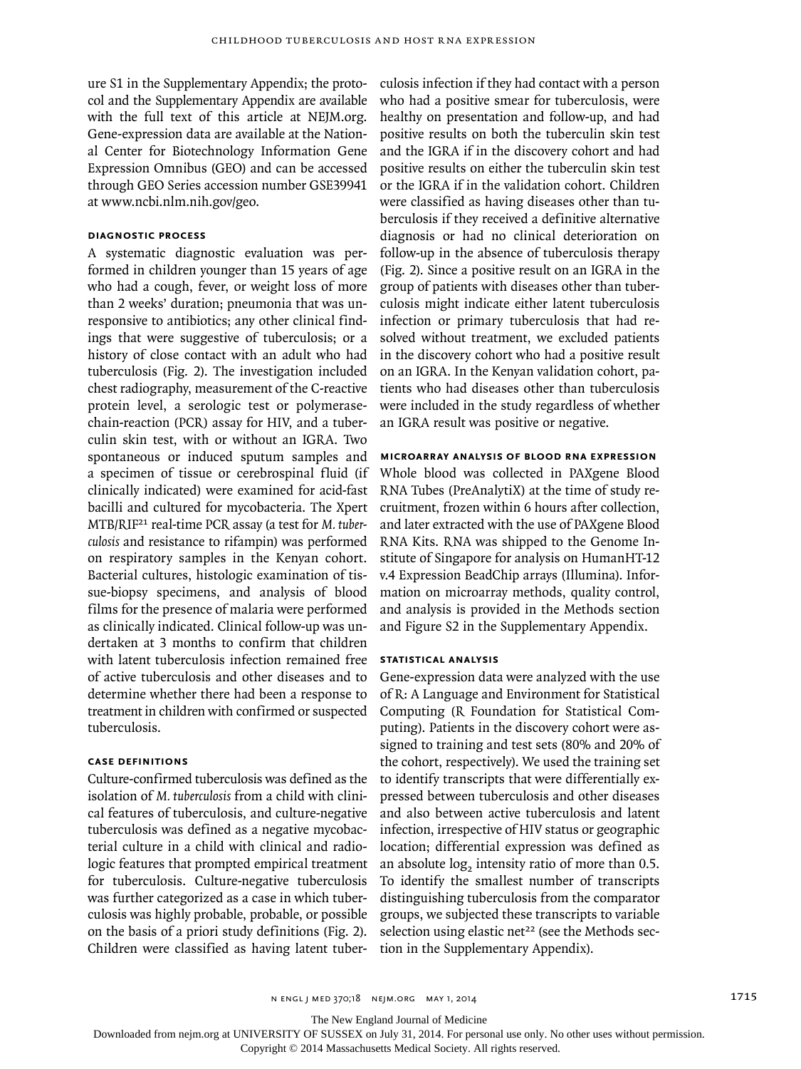ure S1 in the Supplementary Appendix; the protocol and the Supplementary Appendix are available with the full text of this article at NEJM.org. Gene-expression data are available at the National Center for Biotechnology Information Gene Expression Omnibus (GEO) and can be accessed through GEO Series accession number GSE39941 at www.ncbi.nlm.nih.gov/geo.

### Diagnostic Process

A systematic diagnostic evaluation was performed in children younger than 15 years of age who had a cough, fever, or weight loss of more than 2 weeks' duration; pneumonia that was unresponsive to antibiotics; any other clinical findings that were suggestive of tuberculosis; or a history of close contact with an adult who had tuberculosis (Fig. 2). The investigation included chest radiography, measurement of the C-reactive protein level, a serologic test or polymerase-chain-reaction (PCR) assay for HIV, and a tuberculin skin test, with or without an IGRA. Two spontaneous or induced sputum samples and a specimen of tissue or cerebrospinal fluid (if clinically indicated) were examined for acid-fast bacilli and cultured for mycobacteria. The Xpert MTB/RIF[21] real-time PCR assay (a test for *M. tuberculosis* and resistance to rifampin) was performed on respiratory samples in the Kenyan cohort. Bacterial cultures, histologic examination of tissue-biopsy specimens, and analysis of blood films for the presence of malaria were performed as clinically indicated. Clinical follow-up was undertaken at 3 months to confirm that children with latent tuberculosis infection remained free of active tuberculosis and other diseases and to determine whether there had been a response to treatment in children with confirmed or suspected tuberculosis.

### Case Definitions

Culture-confirmed tuberculosis was defined as the isolation of *M. tuberculosis* from a child with clinical features of tuberculosis, and culture-negative tuberculosis was defined as a negative mycobacterial culture in a child with clinical and radiologic features that prompted empirical treatment for tuberculosis. Culture-negative tuberculosis was further categorized as a case in which tuberculosis was highly probable, probable, or possible on the basis of a priori study definitions (Fig. 2). Children were classified as having latent tuberculosis infection if they had contact with a person who had a positive smear for tuberculosis, were healthy on presentation and follow-up, and had positive results on both the tuberculin skin test and the IGRA if in the discovery cohort and had positive results on either the tuberculin skin test or the IGRA if in the validation cohort. Children were classified as having diseases other than tuberculosis if they received a definitive alternative diagnosis or had no clinical deterioration on follow-up in the absence of tuberculosis therapy (Fig. 2). Since a positive result on an IGRA in the group of patients with diseases other than tuberculosis might indicate either latent tuberculosis infection or primary tuberculosis that had resolved without treatment, we excluded patients in the discovery cohort who had a positive result on an IGRA. In the Kenyan validation cohort, patients who had diseases other than tuberculosis were included in the study regardless of whether an IGRA result was positive or negative.

### Microarray Analysis of Blood RNA Expression

Whole blood was collected in PAXgene Blood RNA Tubes (PreAnalytiX) at the time of study recruitment, frozen within 6 hours after collection, and later extracted with the use of PAXgene Blood RNA Kits. RNA was shipped to the Genome Institute of Singapore for analysis on HumanHT-12 v.4 Expression BeadChip arrays (Illumina). Information on microarray methods, quality control, and analysis is provided in the Methods section and Figure S2 in the Supplementary Appendix.

### Statistical Analysis

Gene-expression data were analyzed with the use of R: A Language and Environment for Statistical Computing (R Foundation for Statistical Computing). Patients in the discovery cohort were assigned to training and test sets (80% and 20% of the cohort, respectively). We used the training set to identify transcripts that were differentially expressed between tuberculosis and other diseases and also between active tuberculosis and latent infection, irrespective of HIV status or geographic location; differential expression was defined as an absolute $\log_2$ intensity ratio of more than 0.5. To identify the smallest number of transcripts distinguishing tuberculosis from the comparator groups, we subjected these transcripts to variable selection using elastic net[22] (see the Methods section in the Supplementary Appendix).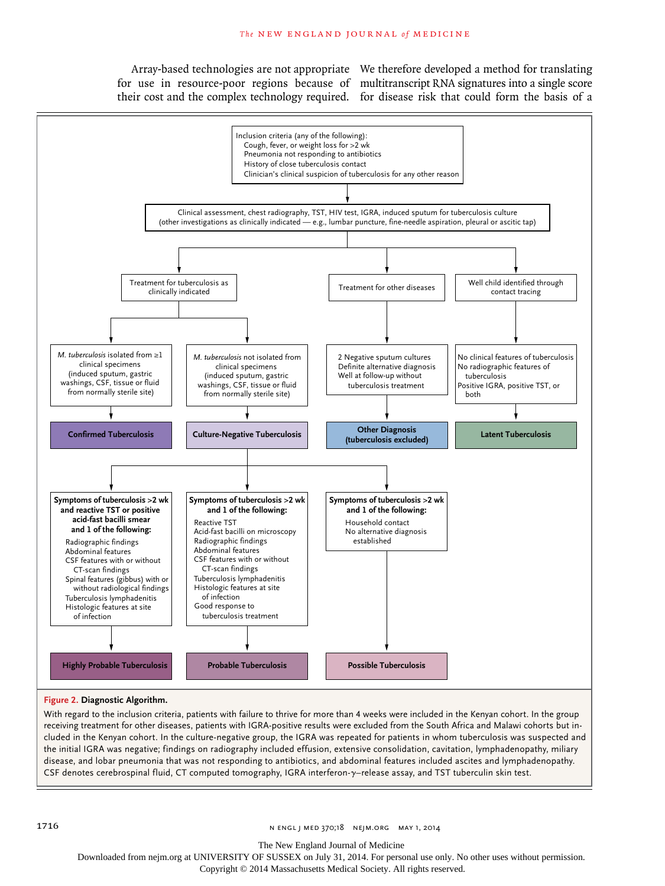Array-based technologies are not appropriate for use in resource-poor regions because of their cost and the complex technology required. We therefore developed a method for translating multitranscript RNA signatures into a single score for disease risk that could form the basis of a

Inclusion criteria (any of the following):
- Cough, fever, or weight loss for >2 wk
- Pneumonia not responding to antibiotics
- History of close tuberculosis contact
- Clinician's clinical suspicion of tuberculosis for any other reason

Clinical assessment, chest radiography, TST, HIV test, IGRA, induced sputum for tuberculosis culture (other investigations as clinically indicated — e.g., lumbar puncture, fine-needle aspiration, pleural or ascitic tap)

Treatment for tuberculosis as clinically indicated

Treatment for other diseases

Well child identified through contact tracing

*M. tuberculosis* isolated from ≥1 clinical specimens (induced sputum, gastric washings, CSF, tissue or fluid from normally sterile site)

*M. tuberculosis* not isolated from clinical specimens (induced sputum, gastric washings, CSF, tissue or fluid from normally sterile site)

2 Negative sputum cultures
Definite alternative diagnosis
Well at follow-up without tuberculosis treatment

No clinical features of tuberculosis
No radiographic features of tuberculosis
Positive IGRA, positive TST, or both

**Confirmed Tuberculosis**

**Culture-Negative Tuberculosis**

**Other Diagnosis (tuberculosis excluded)**

**Latent Tuberculosis**

**Symptoms of tuberculosis >2 wk and reactive TST or positive acid-fast bacilli smear and 1 of the following:**
- Radiographic findings
- Abdominal features
- CSF features with or without CT-scan findings
- Spinal features (gibbus) with or without radiological findings
- Tuberculosis lymphadenitis
- Histologic features at site of infection

**Symptoms of tuberculosis >2 wk and 1 of the following:**
- Reactive TST
- Acid-fast bacilli on microscopy
- Radiographic findings
- Abdominal features
- CSF features with or without CT-scan findings
- Tuberculosis lymphadenitis
- Histologic features at site of infection
- Good response to tuberculosis treatment

**Symptoms of tuberculosis >2 wk and 1 of the following:**
- Household contact
- No alternative diagnosis established

**Highly Probable Tuberculosis**

**Probable Tuberculosis**

**Possible Tuberculosis**

**Figure 2. Diagnostic Algorithm.**

With regard to the inclusion criteria, patients with failure to thrive for more than 4 weeks were included in the Kenyan cohort. In the group receiving treatment for other diseases, patients with IGRA-positive results were excluded from the South Africa and Malawi cohorts but included in the Kenyan cohort. In the culture-negative group, the IGRA was repeated for patients in whom tuberculosis was suspected and the initial IGRA was negative; findings on radiography included effusion, extensive consolidation, cavitation, lymphadenopathy, miliary disease, and lobar pneumonia that was not responding to antibiotics, and abdominal features included ascites and lymphadenopathy. CSF denotes cerebrospinal fluid, CT computed tomography, IGRA interferon-γ–release assay, and TST tuberculin skin test.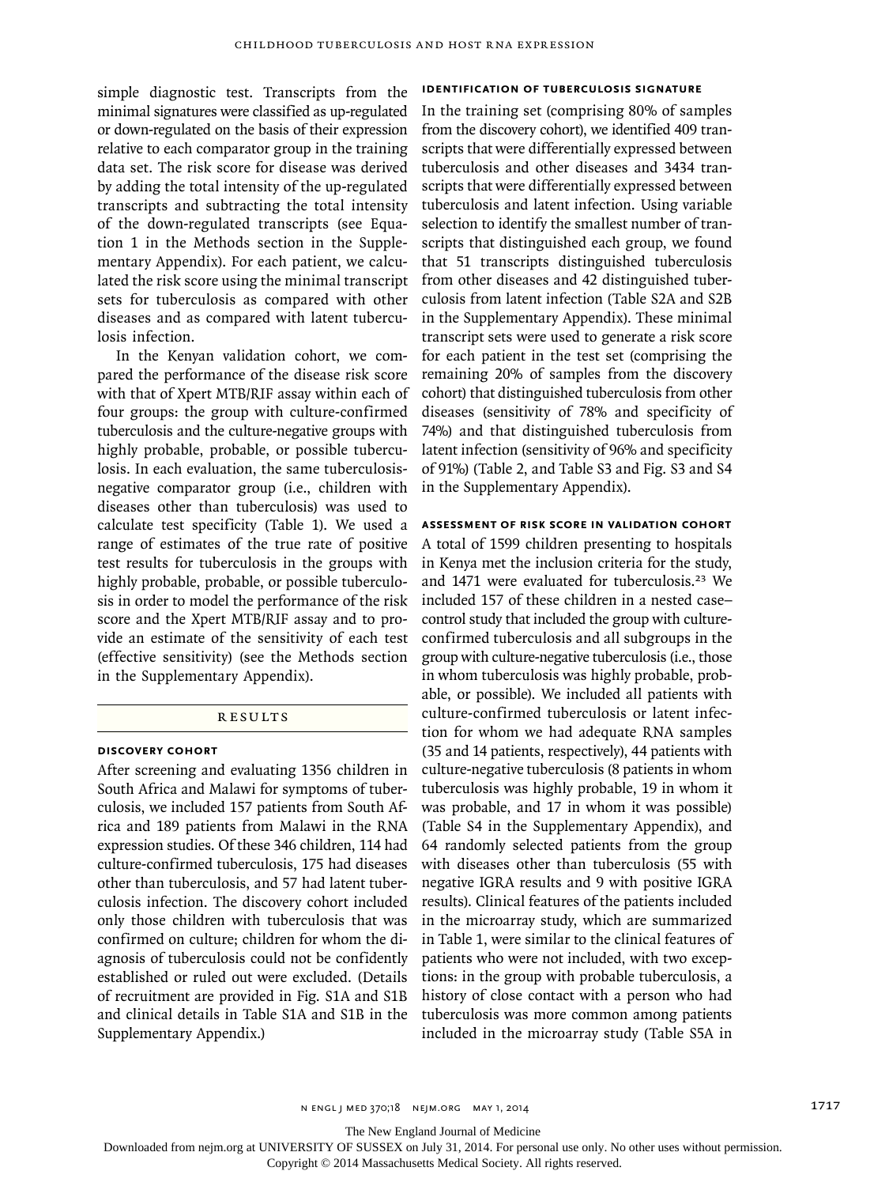simple diagnostic test. Transcripts from the minimal signatures were classified as up-regulated or down-regulated on the basis of their expression relative to each comparator group in the training data set. The risk score for disease was derived by adding the total intensity of the up-regulated transcripts and subtracting the total intensity of the down-regulated transcripts (see Equation 1 in the Methods section in the Supplementary Appendix). For each patient, we calculated the risk score using the minimal transcript sets for tuberculosis as compared with other diseases and as compared with latent tuberculosis infection.

In the Kenyan validation cohort, we compared the performance of the disease risk score with that of Xpert MTB/RIF assay within each of four groups: the group with culture-confirmed tuberculosis and the culture-negative groups with highly probable, probable, or possible tuberculosis. In each evaluation, the same tuberculosis-negative comparator group (i.e., children with diseases other than tuberculosis) was used to calculate test specificity (Table 1). We used a range of estimates of the true rate of positive test results for tuberculosis in the groups with highly probable, probable, or possible tuberculosis in order to model the performance of the risk score and the Xpert MTB/RIF assay and to provide an estimate of the sensitivity of each test (effective sensitivity) (see the Methods section in the Supplementary Appendix).

## Results

### Discovery Cohort

After screening and evaluating 1356 children in South Africa and Malawi for symptoms of tuberculosis, we included 157 patients from South Africa and 189 patients from Malawi in the RNA expression studies. Of these 346 children, 114 had culture-confirmed tuberculosis, 175 had diseases other than tuberculosis, and 57 had latent tuberculosis infection. The discovery cohort included only those children with tuberculosis that was confirmed on culture; children for whom the diagnosis of tuberculosis could not be confidently established or ruled out were excluded. (Details of recruitment are provided in Fig. S1A and S1B and clinical details in Table S1A and S1B in the Supplementary Appendix.)

### Identification of Tuberculosis Signature

In the training set (comprising 80% of samples from the discovery cohort), we identified 409 transcripts that were differentially expressed between tuberculosis and other diseases and 3434 transcripts that were differentially expressed between tuberculosis and latent infection. Using variable selection to identify the smallest number of transcripts that distinguished each group, we found that 51 transcripts distinguished tuberculosis from other diseases and 42 distinguished tuberculosis from latent infection (Table S2A and S2B in the Supplementary Appendix). These minimal transcript sets were used to generate a risk score for each patient in the test set (comprising the remaining 20% of samples from the discovery cohort) that distinguished tuberculosis from other diseases (sensitivity of 78% and specificity of 74%) and that distinguished tuberculosis from latent infection (sensitivity of 96% and specificity of 91%) (Table 2, and Table S3 and Fig. S3 and S4 in the Supplementary Appendix).

### Assessment of Risk Score in Validation Cohort

A total of 1599 children presenting to hospitals in Kenya met the inclusion criteria for the study, and 1471 were evaluated for tuberculosis.[23] We included 157 of these children in a nested case–control study that included the group with culture-confirmed tuberculosis and all subgroups in the group with culture-negative tuberculosis (i.e., those in whom tuberculosis was highly probable, probable, or possible). We included all patients with culture-confirmed tuberculosis or latent infection for whom we had adequate RNA samples (35 and 14 patients, respectively), 44 patients with culture-negative tuberculosis (8 patients in whom tuberculosis was highly probable, 19 in whom it was probable, and 17 in whom it was possible) (Table S4 in the Supplementary Appendix), and 64 randomly selected patients from the group with diseases other than tuberculosis (55 with negative IGRA results and 9 with positive IGRA results). Clinical features of the patients included in the microarray study, which are summarized in Table 1, were similar to the clinical features of patients who were not included, with two exceptions: in the group with probable tuberculosis, a history of close contact with a person who had tuberculosis was more common among patients included in the microarray study (Table S5A in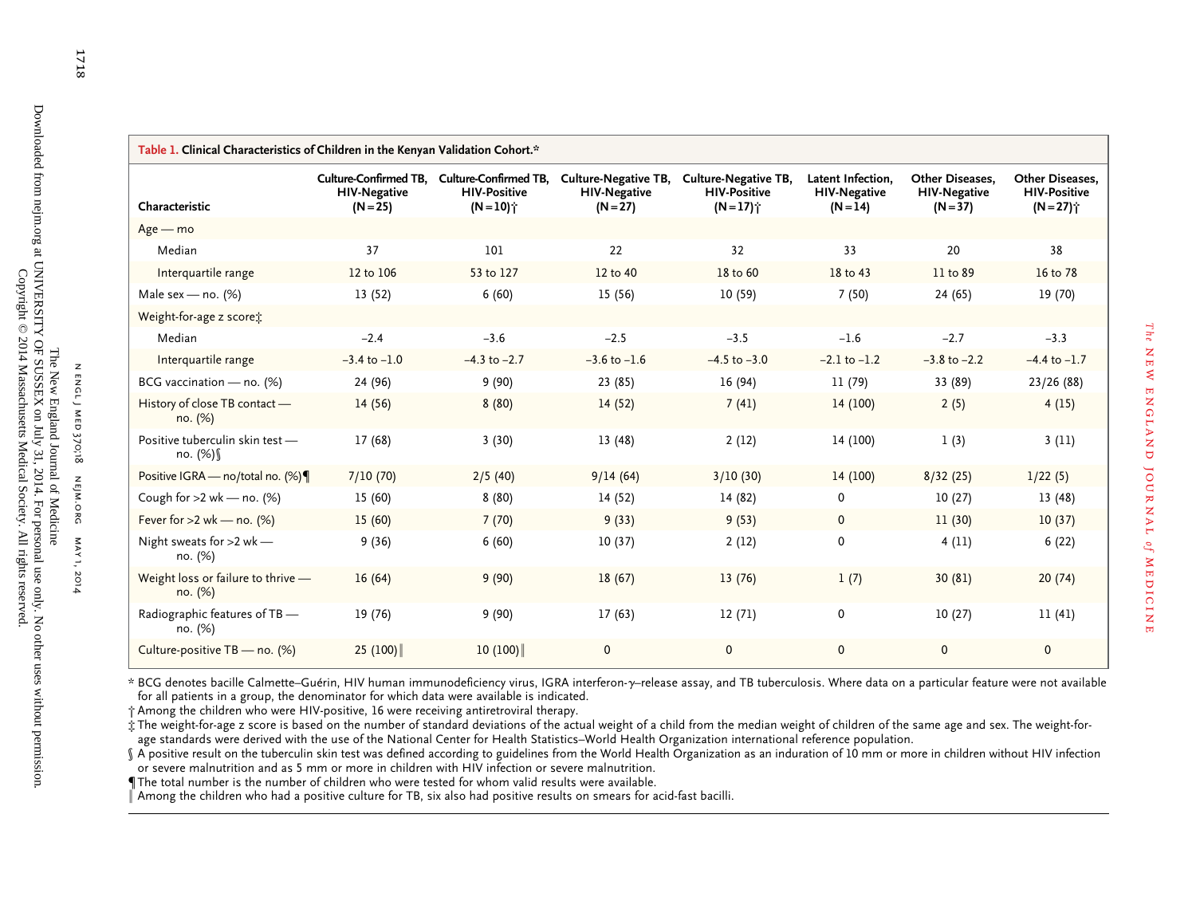**Table 1. Clinical Characteristics of Children in the Kenyan Validation Cohort.***

| Characteristic | Culture-Confirmed TB, HIV-Negative (N=25) | Culture-Confirmed TB, HIV-Positive (N=10)† | Culture-Negative TB, HIV-Negative (N=27) | Culture-Negative TB, HIV-Positive (N=17)† | Latent Infection, HIV-Negative (N=14) | Other Diseases, HIV-Negative (N=37) | Other Diseases, HIV-Positive (N=27)† |
|---|---|---|---|---|---|---|---|
| Age — mo | | | | | | | |
| Median | 37 | 101 | 22 | 32 | 33 | 20 | 38 |
| Interquartile range | 12 to 106 | 53 to 127 | 12 to 40 | 18 to 60 | 18 to 43 | 11 to 89 | 16 to 78 |
| Male sex — no. (%) | 13 (52) | 6 (60) | 15 (56) | 10 (59) | 7 (50) | 24 (65) | 19 (70) |
| Weight-for-age z score‡ | | | | | | | |
| Median | −2.4 | −3.6 | −2.5 | −3.5 | −1.6 | −2.7 | −3.3 |
| Interquartile range | −3.4 to −1.0 | −4.3 to −2.7 | −3.6 to −1.6 | −4.5 to −3.0 | −2.1 to −1.2 | −3.8 to −2.2 | −4.4 to −1.7 |
| BCG vaccination — no. (%) | 24 (96) | 9 (90) | 23 (85) | 16 (94) | 11 (79) | 33 (89) | 23/26 (88) |
| History of close TB contact — no. (%) | 14 (56) | 8 (80) | 14 (52) | 7 (41) | 14 (100) | 2 (5) | 4 (15) |
| Positive tuberculin skin test — no. (%)§ | 17 (68) | 3 (30) | 13 (48) | 2 (12) | 14 (100) | 1 (3) | 3 (11) |
| Positive IGRA — no/total no. (%)¶ | 7/10 (70) | 2/5 (40) | 9/14 (64) | 3/10 (30) | 14 (100) | 8/32 (25) | 1/22 (5) |
| Cough for >2 wk — no. (%) | 15 (60) | 8 (80) | 14 (52) | 14 (82) | 0 | 10 (27) | 13 (48) |
| Fever for >2 wk — no. (%) | 15 (60) | 7 (70) | 9 (33) | 9 (53) | 0 | 11 (30) | 10 (37) |
| Night sweats for >2 wk — no. (%) | 9 (36) | 6 (60) | 10 (37) | 2 (12) | 0 | 4 (11) | 6 (22) |
| Weight loss or failure to thrive — no. (%) | 16 (64) | 9 (90) | 18 (67) | 13 (76) | 1 (7) | 30 (81) | 20 (74) |
| Radiographic features of TB — no. (%) | 19 (76) | 9 (90) | 17 (63) | 12 (71) | 0 | 10 (27) | 11 (41) |
| Culture-positive TB — no. (%) | 25 (100)‖ | 10 (100)‖ | 0 | 0 | 0 | 0 | 0 |

\* BCG denotes bacille Calmette–Guérin, HIV human immunodeficiency virus, IGRA interferon-γ–release assay, and TB tuberculosis. Where data on a particular feature were not available for all patients in a group, the denominator for which data were available is indicated.

† Among the children who were HIV-positive, 16 were receiving antiretroviral therapy.

‡ The weight-for-age z score is based on the number of standard deviations of the actual weight of a child from the median weight of children of the same age and sex. The weight-for-age standards were derived with the use of the National Center for Health Statistics–World Health Organization international reference population.

§ A positive result on the tuberculin skin test was defined according to guidelines from the World Health Organization as an induration of 10 mm or more in children without HIV infection or severe malnutrition and as 5 mm or more in children with HIV infection or severe malnutrition.

¶ The total number is the number of children who were tested for whom valid results were available.

‖ Among the children who had a positive culture for TB, six also had positive results on smears for acid-fast bacilli.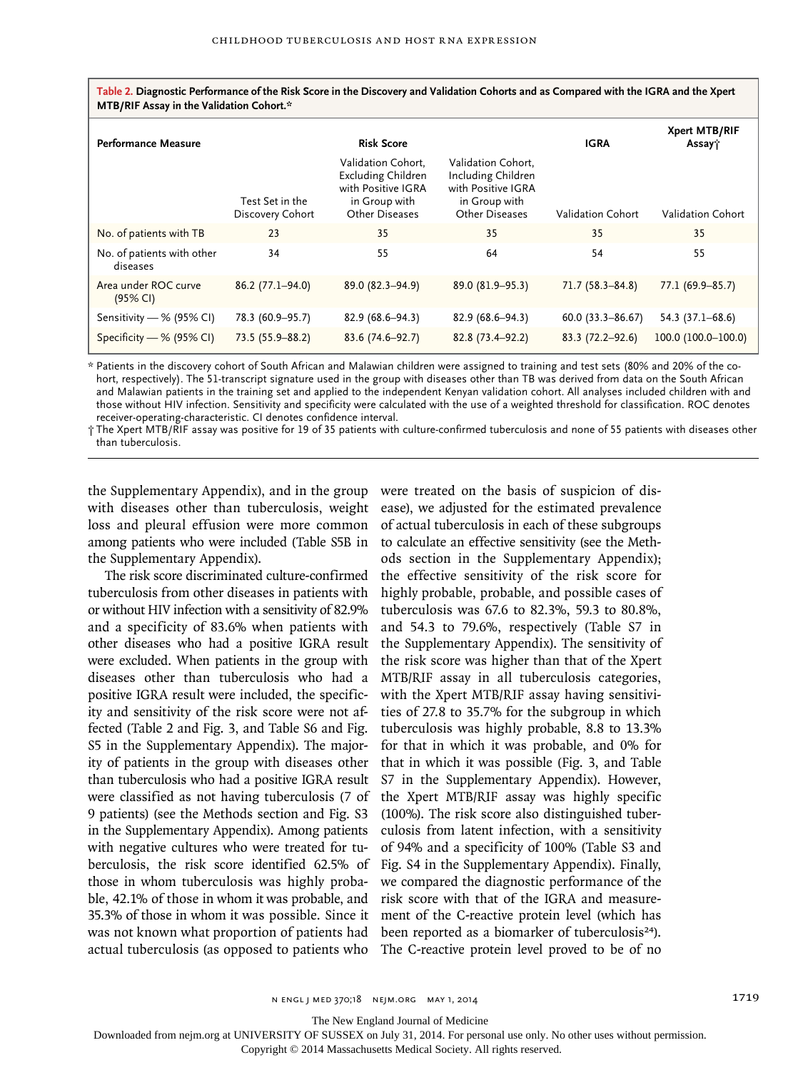**Table 2. Diagnostic Performance of the Risk Score in the Discovery and Validation Cohorts and as Compared with the IGRA and the Xpert MTB/RIF Assay in the Validation Cohort.***

| Performance Measure | Risk Score | | | IGRA | Xpert MTB/RIF Assay† |
|---|---|---|---|---|---|
| | Test Set in the Discovery Cohort | Validation Cohort, Excluding Children with Positive IGRA in Group with Other Diseases | Validation Cohort, Including Children with Positive IGRA in Group with Other Diseases | Validation Cohort | Validation Cohort |
| No. of patients with TB | 23 | 35 | 35 | 35 | 35 |
| No. of patients with other diseases | 34 | 55 | 64 | 54 | 55 |
| Area under ROC curve (95% CI) | 86.2 (77.1–94.0) | 89.0 (82.3–94.9) | 89.0 (81.9–95.3) | 71.7 (58.3–84.8) | 77.1 (69.9–85.7) |
| Sensitivity — % (95% CI) | 78.3 (60.9–95.7) | 82.9 (68.6–94.3) | 82.9 (68.6–94.3) | 60.0 (33.3–86.67) | 54.3 (37.1–68.6) |
| Specificity — % (95% CI) | 73.5 (55.9–88.2) | 83.6 (74.6–92.7) | 82.8 (73.4–92.2) | 83.3 (72.2–92.6) | 100.0 (100.0–100.0) |

\* Patients in the discovery cohort of South African and Malawian children were assigned to training and test sets (80% and 20% of the cohort, respectively). The 51-transcript signature used in the group with diseases other than TB was derived from data on the South African and Malawian patients in the training set and applied to the independent Kenyan validation cohort. All analyses included children with and those without HIV infection. Sensitivity and specificity were calculated with the use of a weighted threshold for classification. ROC denotes receiver-operating-characteristic. CI denotes confidence interval.

† The Xpert MTB/RIF assay was positive for 19 of 35 patients with culture-confirmed tuberculosis and none of 55 patients with diseases other than tuberculosis.

the Supplementary Appendix), and in the group with diseases other than tuberculosis, weight loss and pleural effusion were more common among patients who were included (Table S5B in the Supplementary Appendix).

The risk score discriminated culture-confirmed tuberculosis from other diseases in patients with or without HIV infection with a sensitivity of 82.9% and a specificity of 83.6% when patients with other diseases who had a positive IGRA result were excluded. When patients in the group with diseases other than tuberculosis who had a positive IGRA result were included, the specificity and sensitivity of the risk score were not affected (Table 2 and Fig. 3, and Table S6 and Fig. S5 in the Supplementary Appendix). The majority of patients in the group with diseases other than tuberculosis who had a positive IGRA result were classified as not having tuberculosis (7 of 9 patients) (see the Methods section and Fig. S3 in the Supplementary Appendix). Among patients with negative cultures who were treated for tuberculosis, the risk score identified 62.5% of those in whom tuberculosis was highly probable, 42.1% of those in whom it was probable, and 35.3% of those in whom it was possible. Since it was not known what proportion of patients had actual tuberculosis (as opposed to patients who were treated on the basis of suspicion of disease), we adjusted for the estimated prevalence of actual tuberculosis in each of these subgroups to calculate an effective sensitivity (see the Methods section in the Supplementary Appendix); the effective sensitivity of the risk score for highly probable, probable, and possible cases of tuberculosis was 67.6 to 82.3%, 59.3 to 80.8%, and 54.3 to 79.6%, respectively (Table S7 in the Supplementary Appendix). The sensitivity of the risk score was higher than that of the Xpert MTB/RIF assay in all tuberculosis categories, with the Xpert MTB/RIF assay having sensitivities of 27.8 to 35.7% for the subgroup in which tuberculosis was highly probable, 8.8 to 13.3% for that in which it was probable, and 0% for that in which it was possible (Fig. 3, and Table S7 in the Supplementary Appendix). However, the Xpert MTB/RIF assay was highly specific (100%). The risk score also distinguished tuberculosis from latent infection, with a sensitivity of 94% and a specificity of 100% (Table S3 and Fig. S4 in the Supplementary Appendix). Finally, we compared the diagnostic performance of the risk score with that of the IGRA and measurement of the C-reactive protein level (which has been reported as a biomarker of tuberculosis[24]). The C-reactive protein level proved to be of no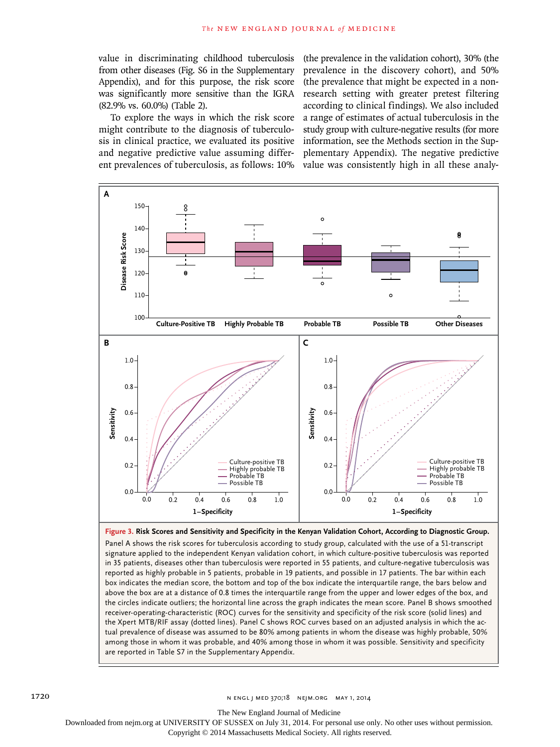value in discriminating childhood tuberculosis from other diseases (Fig. S6 in the Supplementary Appendix), and for this purpose, the risk score was significantly more sensitive than the IGRA (82.9% vs. 60.0%) (Table 2).

To explore the ways in which the risk score might contribute to the diagnosis of tuberculosis in clinical practice, we evaluated its positive and negative predictive value assuming different prevalences of tuberculosis, as follows: 10% (the prevalence in the validation cohort), 30% (the prevalence in the discovery cohort), and 50% (the prevalence that might be expected in a nonresearch setting with greater pretest filtering according to clinical findings). We also included a range of estimates of actual tuberculosis in the study group with culture-negative results (for more information, see the Methods section in the Supplementary Appendix). The negative predictive value was consistently high in all these analy-

**Figure 3. Risk Scores and Sensitivity and Specificity in the Kenyan Validation Cohort, According to Diagnostic Group.**

Panel A shows the risk scores for tuberculosis according to study group, calculated with the use of a 51-transcript signature applied to the independent Kenyan validation cohort, in which culture-positive tuberculosis was reported in 35 patients, diseases other than tuberculosis were reported in 55 patients, and culture-negative tuberculosis was reported as highly probable in 5 patients, probable in 19 patients, and possible in 17 patients. The bar within each box indicates the median score, the bottom and top of the box indicate the interquartile range, the bars below and above the box are at a distance of 0.8 times the interquartile range from the upper and lower edges of the box, and the circles indicate outliers; the horizontal line across the graph indicates the mean score. Panel B shows smoothed receiver-operating-characteristic (ROC) curves for the sensitivity and specificity of the risk score (solid lines) and the Xpert MTB/RIF assay (dotted lines). Panel C shows ROC curves based on an adjusted analysis in which the actual prevalence of disease was assumed to be 80% among patients in whom the disease was highly probable, 50% among those in whom it was probable, and 40% among those in whom it was possible. Sensitivity and specificity are reported in Table S7 in the Supplementary Appendix.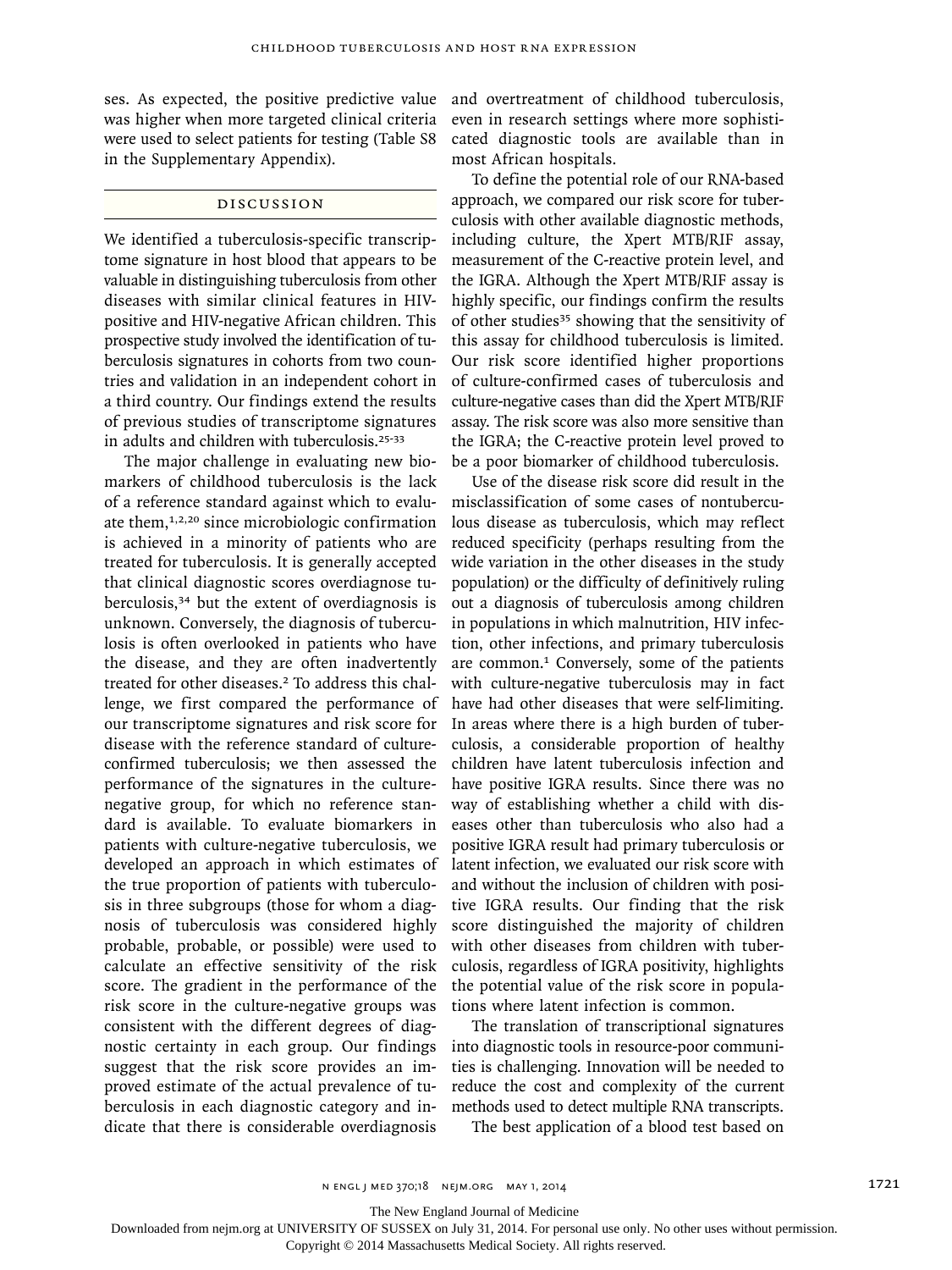ses. As expected, the positive predictive value was higher when more targeted clinical criteria were used to select patients for testing (Table S8 in the Supplementary Appendix).

## Discussion

We identified a tuberculosis-specific transcriptome signature in host blood that appears to be valuable in distinguishing tuberculosis from other diseases with similar clinical features in HIV-positive and HIV-negative African children. This prospective study involved the identification of tuberculosis signatures in cohorts from two countries and validation in an independent cohort in a third country. Our findings extend the results of previous studies of transcriptome signatures in adults and children with tuberculosis.[25-33]

The major challenge in evaluating new biomarkers of childhood tuberculosis is the lack of a reference standard against which to evaluate them,[1,2,20] since microbiologic confirmation is achieved in a minority of patients who are treated for tuberculosis. It is generally accepted that clinical diagnostic scores overdiagnose tuberculosis,[34] but the extent of overdiagnosis is unknown. Conversely, the diagnosis of tuberculosis is often overlooked in patients who have the disease, and they are often inadvertently treated for other diseases.[2] To address this challenge, we first compared the performance of our transcriptome signatures and risk score for disease with the reference standard of culture-confirmed tuberculosis; we then assessed the performance of the signatures in the culture-negative group, for which no reference standard is available. To evaluate biomarkers in patients with culture-negative tuberculosis, we developed an approach in which estimates of the true proportion of patients with tuberculosis in three subgroups (those for whom a diagnosis of tuberculosis was considered highly probable, probable, or possible) were used to calculate an effective sensitivity of the risk score. The gradient in the performance of the risk score in the culture-negative groups was consistent with the different degrees of diagnostic certainty in each group. Our findings suggest that the risk score provides an improved estimate of the actual prevalence of tuberculosis in each diagnostic category and indicate that there is considerable overdiagnosis and overtreatment of childhood tuberculosis, even in research settings where more sophisticated diagnostic tools are available than in most African hospitals.

To define the potential role of our RNA-based approach, we compared our risk score for tuberculosis with other available diagnostic methods, including culture, the Xpert MTB/RIF assay, measurement of the C-reactive protein level, and the IGRA. Although the Xpert MTB/RIF assay is highly specific, our findings confirm the results of other studies[35] showing that the sensitivity of this assay for childhood tuberculosis is limited. Our risk score identified higher proportions of culture-confirmed cases of tuberculosis and culture-negative cases than did the Xpert MTB/RIF assay. The risk score was also more sensitive than the IGRA; the C-reactive protein level proved to be a poor biomarker of childhood tuberculosis.

Use of the disease risk score did result in the misclassification of some cases of nontuberculous disease as tuberculosis, which may reflect reduced specificity (perhaps resulting from the wide variation in the other diseases in the study population) or the difficulty of definitively ruling out a diagnosis of tuberculosis among children in populations in which malnutrition, HIV infection, other infections, and primary tuberculosis are common.[1] Conversely, some of the patients with culture-negative tuberculosis may in fact have had other diseases that were self-limiting. In areas where there is a high burden of tuberculosis, a considerable proportion of healthy children have latent tuberculosis infection and have positive IGRA results. Since there was no way of establishing whether a child with diseases other than tuberculosis who also had a positive IGRA result had primary tuberculosis or latent infection, we evaluated our risk score with and without the inclusion of children with positive IGRA results. Our finding that the risk score distinguished the majority of children with other diseases from children with tuberculosis, regardless of IGRA positivity, highlights the potential value of the risk score in populations where latent infection is common.

The translation of transcriptional signatures into diagnostic tools in resource-poor communities is challenging. Innovation will be needed to reduce the cost and complexity of the current methods used to detect multiple RNA transcripts.

The best application of a blood test based on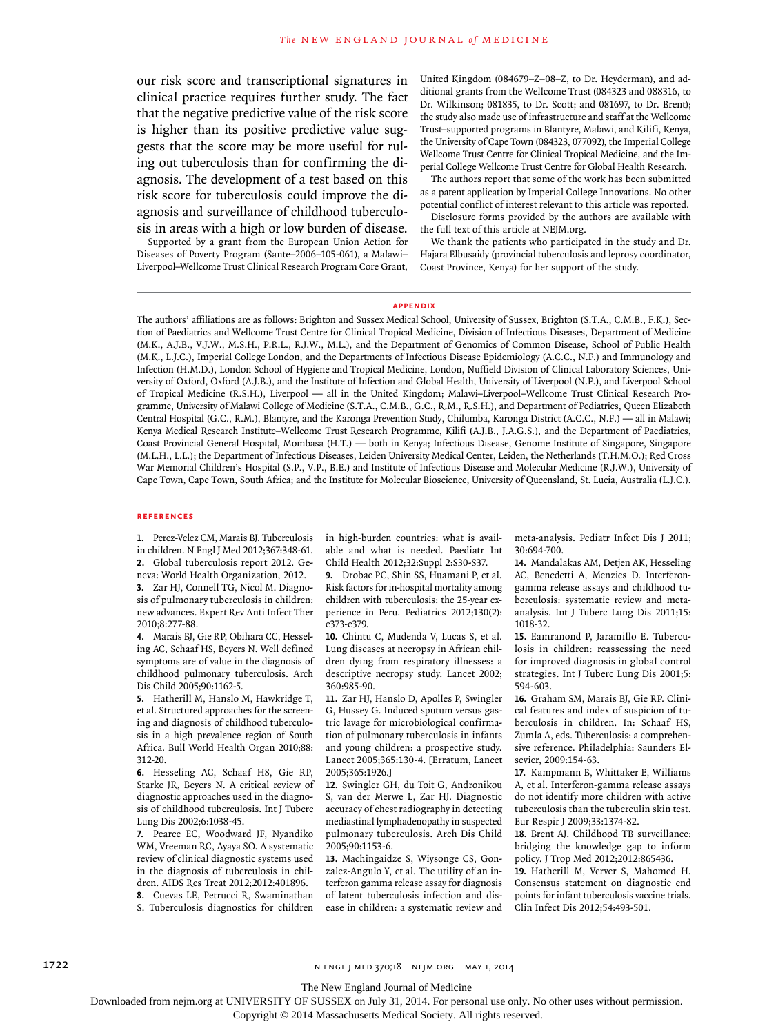our risk score and transcriptional signatures in clinical practice requires further study. The fact that the negative predictive value of the risk score is higher than its positive predictive value suggests that the score may be more useful for ruling out tuberculosis than for confirming the diagnosis. The development of a test based on this risk score for tuberculosis could improve the diagnosis and surveillance of childhood tuberculosis in areas with a high or low burden of disease.

Supported by a grant from the European Union Action for Diseases of Poverty Program (Sante–2006–105-061), a Malawi–Liverpool–Wellcome Trust Clinical Research Program Core Grant, United Kingdom (084679–Z–08–Z, to Dr. Heyderman), and additional grants from the Wellcome Trust (084323 and 088316, to Dr. Wilkinson; 081835, to Dr. Scott; and 081697, to Dr. Brent); the study also made use of infrastructure and staff at the Wellcome Trust–supported programs in Blantyre, Malawi, and Kilifi, Kenya, the University of Cape Town (084323, 077092), the Imperial College Wellcome Trust Centre for Clinical Tropical Medicine, and the Imperial College Wellcome Trust Centre for Global Health Research.

The authors report that some of the work has been submitted as a patent application by Imperial College Innovations. No other potential conflict of interest relevant to this article was reported.

Disclosure forms provided by the authors are available with the full text of this article at NEJM.org.

We thank the patients who participated in the study and Dr. Hajara Elbusaidy (provincial tuberculosis and leprosy coordinator, Coast Province, Kenya) for her support of the study.

## APPENDIX

The authors' affiliations are as follows: Brighton and Sussex Medical School, University of Sussex, Brighton (S.T.A., C.M.B., F.K.), Section of Paediatrics and Wellcome Trust Centre for Clinical Tropical Medicine, Division of Infectious Diseases, Department of Medicine (M.K., A.J.B., V.J.W., M.S.H., P.R.L., R.J.W., M.L.), and the Department of Genomics of Common Disease, School of Public Health (M.K., L.J.C.), Imperial College London, and the Departments of Infectious Disease Epidemiology (A.C.C., N.F.) and Immunology and Infection (H.M.D.), London School of Hygiene and Tropical Medicine, London, Nuffield Division of Clinical Laboratory Sciences, University of Oxford, Oxford (A.J.B.), and the Institute of Infection and Global Health, University of Liverpool (N.F.), and Liverpool School of Tropical Medicine (R.S.H.), Liverpool — all in the United Kingdom; Malawi–Liverpool–Wellcome Trust Clinical Research Programme, University of Malawi College of Medicine (S.T.A., C.M.B., G.C., R.M., R.S.H.), and Department of Pediatrics, Queen Elizabeth Central Hospital (G.C., R.M.), Blantyre, and the Karonga Prevention Study, Chilumba, Karonga District (A.C.C., N.F.) — all in Malawi; Kenya Medical Research Institute–Wellcome Trust Research Programme, Kilifi (A.J.B., J.A.G.S.), and the Department of Paediatrics, Coast Provincial General Hospital, Mombasa (H.T.) — both in Kenya; Infectious Disease, Genome Institute of Singapore, Singapore (M.L.H., L.L.); the Department of Infectious Diseases, Leiden University Medical Center, Leiden, the Netherlands (T.H.M.O.); Red Cross War Memorial Children's Hospital (S.P., V.P., B.E.) and Institute of Infectious Disease and Molecular Medicine (R.J.W.), University of Cape Town, Cape Town, South Africa; and the Institute for Molecular Bioscience, University of Queensland, St. Lucia, Australia (L.J.C.).

## REFERENCES

1. Perez-Velez CM, Marais BJ. Tuberculosis in children. N Engl J Med 2012;367:348-61.
2. Global tuberculosis report 2012. Geneva: World Health Organization, 2012.
3. Zar HJ, Connell TG, Nicol M. Diagnosis of pulmonary tuberculosis in children: new advances. Expert Rev Anti Infect Ther 2010;8:277-88.
4. Marais BJ, Gie RP, Obihara CC, Hesseling AC, Schaaf HS, Beyers N. Well defined symptoms are of value in the diagnosis of childhood pulmonary tuberculosis. Arch Dis Child 2005;90:1162-5.
5. Hatherill M, Hanslo M, Hawkridge T, et al. Structured approaches for the screening and diagnosis of childhood tuberculosis in a high prevalence region of South Africa. Bull World Health Organ 2010;88:312-20.
6. Hesseling AC, Schaaf HS, Gie RP, Starke JR, Beyers N. A critical review of diagnostic approaches used in the diagnosis of childhood tuberculosis. Int J Tuberc Lung Dis 2002;6:1038-45.
7. Pearce EC, Woodward JF, Nyandiko WM, Vreeman RC, Ayaya SO. A systematic review of clinical diagnostic systems used in the diagnosis of tuberculosis in children. AIDS Res Treat 2012;2012:401896.
8. Cuevas LE, Petrucci R, Swaminathan S. Tuberculosis diagnostics for children in high-burden countries: what is available and what is needed. Paediatr Int Child Health 2012;32:Suppl 2:S30-S37.
9. Drobac PC, Shin SS, Huamani P, et al. Risk factors for in-hospital mortality among children with tuberculosis: the 25-year experience in Peru. Pediatrics 2012;130(2):e373-e379.
10. Chintu C, Mudenda V, Lucas S, et al. Lung diseases at necropsy in African children dying from respiratory illnesses: a descriptive necropsy study. Lancet 2002;360:985-90.
11. Zar HJ, Hanslo D, Apolles P, Swingler G, Hussey G. Induced sputum versus gastric lavage for microbiological confirmation of pulmonary tuberculosis in infants and young children: a prospective study. Lancet 2005;365:130-4. [Erratum, Lancet 2005;365:1926.]
12. Swingler GH, du Toit G, Andronikou S, van der Merwe L, Zar HJ. Diagnostic accuracy of chest radiography in detecting mediastinal lymphadenopathy in suspected pulmonary tuberculosis. Arch Dis Child 2005;90:1153-6.
13. Machingaidze S, Wiysonge CS, Gonzalez-Angulo Y, et al. The utility of an interferon gamma release assay for diagnosis of latent tuberculosis infection and disease in children: a systematic review and meta-analysis. Pediatr Infect Dis J 2011;30:694-700.
14. Mandalakas AM, Detjen AK, Hesseling AC, Benedetti A, Menzies D. Interferon-gamma release assays and childhood tuberculosis: systematic review and meta-analysis. Int J Tuberc Lung Dis 2011;15:1018-32.
15. Eamranond P, Jaramillo E. Tuberculosis in children: reassessing the need for improved diagnosis in global control strategies. Int J Tuberc Lung Dis 2001;5:594-603.
16. Graham SM, Marais BJ, Gie RP. Clinical features and index of suspicion of tuberculosis in children. In: Schaaf HS, Zumla A, eds. Tuberculosis: a comprehensive reference. Philadelphia: Saunders Elsevier, 2009:154-63.
17. Kampmann B, Whittaker E, Williams A, et al. Interferon-gamma release assays do not identify more children with active tuberculosis than the tuberculin skin test. Eur Respir J 2009;33:1374-82.
18. Brent AJ. Childhood TB surveillance: bridging the knowledge gap to inform policy. J Trop Med 2012;2012:865436.
19. Hatherill M, Verver S, Mahomed H. Consensus statement on diagnostic end points for infant tuberculosis vaccine trials. Clin Infect Dis 2012;54:493-501.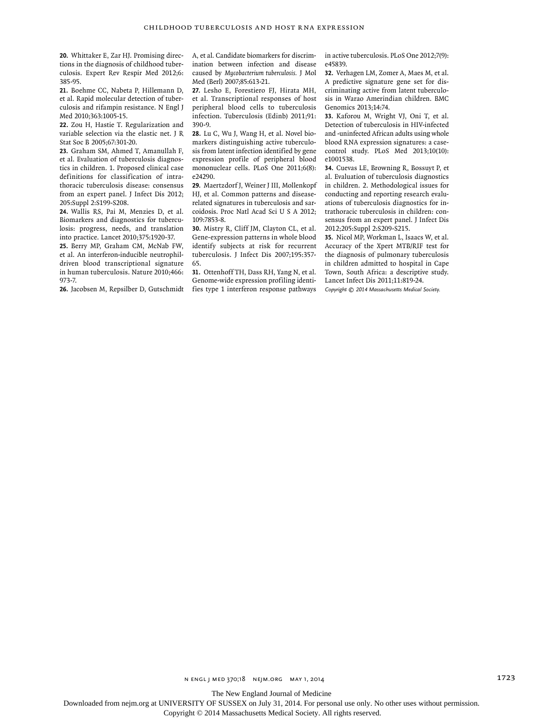**20.** Whittaker E, Zar HJ. Promising directions in the diagnosis of childhood tuberculosis. Expert Rev Respir Med 2012;6: 385-95.

**21.** Boehme CC, Nabeta P, Hillemann D, et al. Rapid molecular detection of tuberculosis and rifampin resistance. N Engl J Med 2010;363:1005-15.

**22.** Zou H, Hastie T. Regularization and variable selection via the elastic net. J R Stat Soc B 2005;67:301-20.

**23.** Graham SM, Ahmed T, Amanullah F, et al. Evaluation of tuberculosis diagnostics in children. 1. Proposed clinical case definitions for classification of intrathoracic tuberculosis disease: consensus from an expert panel. J Infect Dis 2012; 205:Suppl 2:S199-S208.

**24.** Wallis RS, Pai M, Menzies D, et al. Biomarkers and diagnostics for tuberculosis: progress, needs, and translation into practice. Lancet 2010;375:1920-37.

**25.** Berry MP, Graham CM, McNab FW, et al. An interferon-inducible neutrophil-driven blood transcriptional signature in human tuberculosis. Nature 2010;466: 973-7.

**26.** Jacobsen M, Repsilber D, Gutschmidt A, et al. Candidate biomarkers for discrimination between infection and disease caused by *Mycobacterium tuberculosis.* J Mol Med (Berl) 2007;85:613-21.

**27.** Lesho E, Forestiero FJ, Hirata MH, et al. Transcriptional responses of host peripheral blood cells to tuberculosis infection. Tuberculosis (Edinb) 2011;91: 390-9.

**28.** Lu C, Wu J, Wang H, et al. Novel biomarkers distinguishing active tuberculosis from latent infection identified by gene expression profile of peripheral blood mononuclear cells. PLoS One 2011;6(8): e24290.

**29.** Maertzdorf J, Weiner J III, Mollenkopf HJ, et al. Common patterns and disease-related signatures in tuberculosis and sarcoidosis. Proc Natl Acad Sci U S A 2012; 109:7853-8.

**30.** Mistry R, Cliff JM, Clayton CL, et al. Gene-expression patterns in whole blood identify subjects at risk for recurrent tuberculosis. J Infect Dis 2007;195:357-65.

**31.** Ottenhoff TH, Dass RH, Yang N, et al. Genome-wide expression profiling identifies type 1 interferon response pathways in active tuberculosis. PLoS One 2012;7(9): e45839.

**32.** Verhagen LM, Zomer A, Maes M, et al. A predictive signature gene set for discriminating active from latent tuberculosis in Warao Amerindian children. BMC Genomics 2013;14:74.

**33.** Kaforou M, Wright VJ, Oni T, et al. Detection of tuberculosis in HIV-infected and -uninfected African adults using whole blood RNA expression signatures: a case-control study. PLoS Med 2013;10(10): e1001538.

**34.** Cuevas LE, Browning R, Bossuyt P, et al. Evaluation of tuberculosis diagnostics in children. 2. Methodological issues for conducting and reporting research evaluations of tuberculosis diagnostics for intrathoracic tuberculosis in children: consensus from an expert panel. J Infect Dis 2012;205:Suppl 2:S209-S215.

**35.** Nicol MP, Workman L, Isaacs W, et al. Accuracy of the Xpert MTB/RIF test for the diagnosis of pulmonary tuberculosis in children admitted to hospital in Cape Town, South Africa: a descriptive study. Lancet Infect Dis 2011;11:819-24.

*Copyright © 2014 Massachusetts Medical Society.*